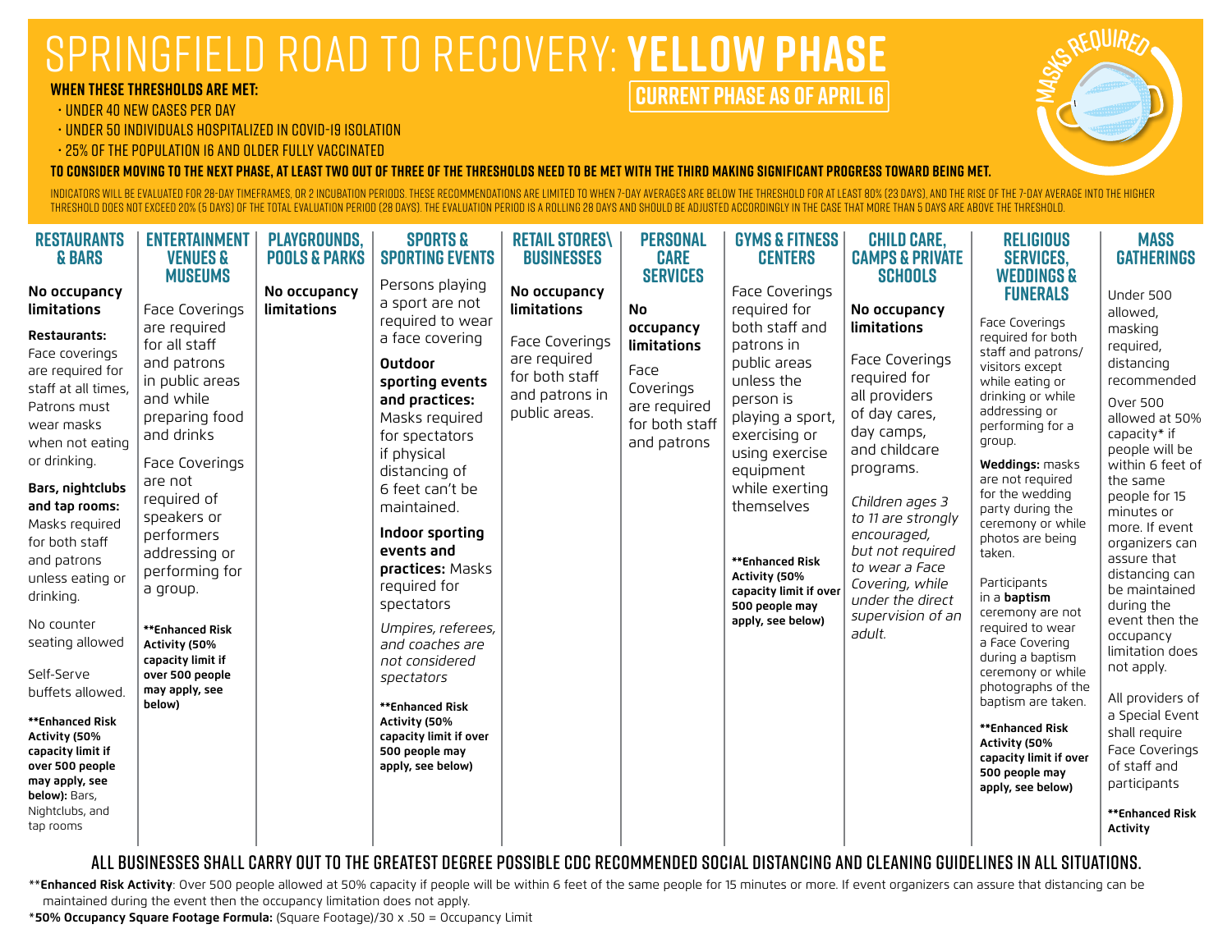# SPRINGFIELD ROAD TO RECOVERY: **YELLOW PHASE**

**CURRENT PHASE AS OF APRIL 16**

MASKS REQUIRED

**WHEN THESE THRESHOLDS ARE MET:**

- UNDER 40 NEW CASES PER DAY
- UNDER 50 INDIVIDUALS HOSPITALIZED IN COVID-19 ISOLATION
- 25% OF THE POPULATION 16 AND OLDER FULLY VACCINATED

**TO CONSIDER MOVING TO THE NEXT PHASE, AT LEAST TWO OUT OF THREE OF THE THRESHOLDS NEED TO BE MET WITH THE THIRD MAKING SIGNIFICANT PROGRESS TOWARD BEING MET.**

INDICATORS WILL BE EVALUATED FOR 28-DAY TIMEFRAMES, OR 2 INCUBATION PERIODS. THESE RECOMMENDATIONS ARE LIMITED TO WHEN 7-DAY AVERAGES ARE BELOW THE THRESHOLD FOR AT LEAST 80% (23 DAYS), AND THE RISE OF THE 7-DAY AVERAGE INTO THE HIGHER THRESHOLD DOES NOT EXCEED 20% (5 DAYS) OF THE TOTAL EVALUATION PERIOD (28 DAYS). THE EVALUATION PERIOD IS A ROLLING 28 DAYS AND SHOULD BE ADJUSTED ACCORDINGLY IN THE CASE THAT MORE THAN 5 DAYS ARE ABOVE THE THRESHOLD.

| RESTAURANTS & BARS | ENTERTAINMENT VENUES & MUSEUMS | PLAYGROUNDS, POOLS & PARKS | SPORTS & SPORTING EVENTS | RETAIL STORES\ BUSINESSES | PERSONAL CARE SERVICES | GYMS & FITNESS CENTERS | CHILD CARE, CAMPS & PRIVATE SCHOOLS | RELIGIOUS SERVICES, WEDDINGS & FUNERALS | MASS GATHERINGS |
|---|---|---|---|---|---|---|---|---|---|
| **No occupancy limitations**<br><br>**Restaurants:** Face coverings are required for staff at all times, Patrons must wear masks when not eating or drinking.<br><br>**Bars, nightclubs and tap rooms:** Masks required for both staff and patrons unless eating or drinking.<br><br>No counter seating allowed<br><br>Self-Serve buffets allowed.<br><br>**\*\*Enhanced Risk Activity (50% capacity limit if over 500 people may apply, see below):** Bars, Nightclubs, and tap rooms | Face Coverings are required for all staff and patrons in public areas and while preparing food and drinks<br><br>Face Coverings are not required of speakers or performers addressing or performing for a group.<br><br>**\*\*Enhanced Risk Activity (50% capacity limit if over 500 people may apply, see below)** | **No occupancy limitations** | Persons playing a sport are not required to wear a face covering<br><br>**Outdoor sporting events and practices:** Masks required for spectators if physical distancing of 6 feet can't be maintained.<br><br>**Indoor sporting events and practices:** Masks required for spectators<br><br>*Umpires, referees, and coaches are not considered spectators*<br><br>**\*\*Enhanced Risk Activity (50% capacity limit if over 500 people may apply, see below)** | **No occupancy limitations**<br><br>Face Coverings are required for both staff and patrons in public areas. | **No occupancy limitations**<br><br>Face Coverings are required for both staff and patrons | Face Coverings required for both staff and patrons in public areas unless the person is playing a sport, exercising or using exercise equipment while exerting themselves<br><br>**\*\*Enhanced Risk Activity (50% capacity limit if over 500 people may apply, see below)** | **No occupancy limitations**<br><br>Face Coverings required for all providers of day cares, day camps, and childcare programs.<br><br>*Children ages 3 to 11 are strongly encouraged, but not required to wear a Face Covering, while under the direct supervision of an adult.* | Face Coverings required for both staff and patrons/visitors except while eating or drinking or while addressing or performing for a group.<br><br>**Weddings:** masks are not required for the wedding party during the ceremony or while photos are being taken.<br><br>Participants in a **baptism** ceremony are not required to wear a Face Covering during a baptism ceremony or while photographs of the baptism are taken.<br><br>**\*\*Enhanced Risk Activity (50% capacity limit if over 500 people may apply, see below)** | Under 500 allowed, masking required, distancing recommended<br><br>Over 500 allowed at 50% capacity* if people will be within 6 feet of the same people for 15 minutes or more. If event organizers can assure that distancing can be maintained during the event then the occupancy limitation does not apply.<br><br>All providers of a Special Event shall require Face Coverings of staff and participants<br><br>**\*\*Enhanced Risk Activity** |

**ALL BUSINESSES SHALL CARRY OUT TO THE GREATEST DEGREE POSSIBLE CDC RECOMMENDED SOCIAL DISTANCING AND CLEANING GUIDELINES IN ALL SITUATIONS.**

\*\***Enhanced Risk Activity**: Over 500 people allowed at 50% capacity if people will be within 6 feet of the same people for 15 minutes or more. If event organizers can assure that distancing can be maintained during the event then the occupancy limitation does not apply.

\***50% Occupancy Square Footage Formula:** (Square Footage)/30 x .50 = Occupancy Limit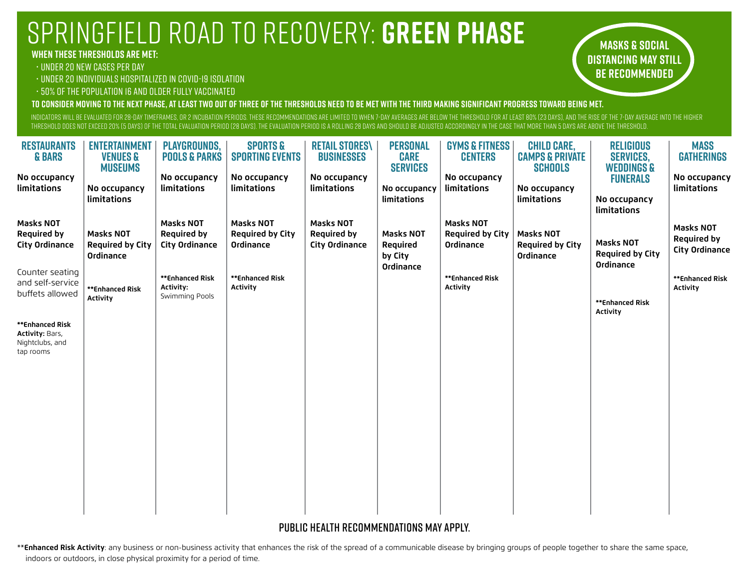# SPRINGFIELD ROAD TO RECOVERY: GREEN PHASE

**MASKS & SOCIAL DISTANCING MAY STILL BE RECOMMENDED**

**WHEN THESE THRESHOLDS ARE MET:**

- UNDER 20 NEW CASES PER DAY
- UNDER 20 INDIVIDUALS HOSPITALIZED IN COVID-19 ISOLATION
- 50% OF THE POPULATION 16 AND OLDER FULLY VACCINATED

**TO CONSIDER MOVING TO THE NEXT PHASE, AT LEAST TWO OUT OF THREE OF THE THRESHOLDS NEED TO BE MET WITH THE THIRD MAKING SIGNIFICANT PROGRESS TOWARD BEING MET.**

INDICATORS WILL BE EVALUATED FOR 28-DAY TIMEFRAMES, OR 2 INCUBATION PERIODS. THESE RECOMMENDATIONS ARE LIMITED TO WHEN 7-DAY AVERAGES ARE BELOW THE THRESHOLD FOR AT LEAST 80% (23 DAYS), AND THE RISE OF THE 7-DAY AVERAGE INTO THE HIGHER THRESHOLD DOES NOT EXCEED 20% (5 DAYS) OF THE TOTAL EVALUATION PERIOD (28 DAYS). THE EVALUATION PERIOD IS A ROLLING 28 DAYS AND SHOULD BE ADJUSTED ACCORDINGLY IN THE CASE THAT MORE THAN 5 DAYS ARE ABOVE THE THRESHOLD.

| RESTAURANTS & BARS | ENTERTAINMENT VENUES & MUSEUMS | PLAYGROUNDS, POOLS & PARKS | SPORTS & SPORTING EVENTS | RETAIL STORES\ BUSINESSES | PERSONAL CARE SERVICES | GYMS & FITNESS CENTERS | CHILD CARE, CAMPS & PRIVATE SCHOOLS | RELIGIOUS SERVICES, WEDDINGS & FUNERALS | MASS GATHERINGS |
|---|---|---|---|---|---|---|---|---|---|
| **No occupancy limitations** | **No occupancy limitations** | **No occupancy limitations** | **No occupancy limitations** | **No occupancy limitations** | **No occupancy limitations** | **No occupancy limitations** | **No occupancy limitations** | **No occupancy limitations** | **No occupancy limitations** |
| **Masks NOT Required by City Ordinance** | **Masks NOT Required by City Ordinance** | **Masks NOT Required by City Ordinance** | **Masks NOT Required by City Ordinance** | **Masks NOT Required by City Ordinance** | **Masks NOT Required by City Ordinance** | **Masks NOT Required by City Ordinance** | **Masks NOT Required by City Ordinance** | **Masks NOT Required by City Ordinance** | **Masks NOT Required by City Ordinance** |
| Counter seating and self-service buffets allowed | **\*\*Enhanced Risk Activity** | **\*\*Enhanced Risk Activity:** Swimming Pools | **\*\*Enhanced Risk Activity** | | | **\*\*Enhanced Risk Activity** | | **\*\*Enhanced Risk Activity** | **\*\*Enhanced Risk Activity** |
| **\*\*Enhanced Risk Activity:** Bars, Nightclubs, and tap rooms | | | | | | | | | |

PUBLIC HEALTH RECOMMENDATIONS MAY APPLY.

\*\***Enhanced Risk Activity**: any business or non-business activity that enhances the risk of the spread of a communicable disease by bringing groups of people together to share the same space, indoors or outdoors, in close physical proximity for a period of time.